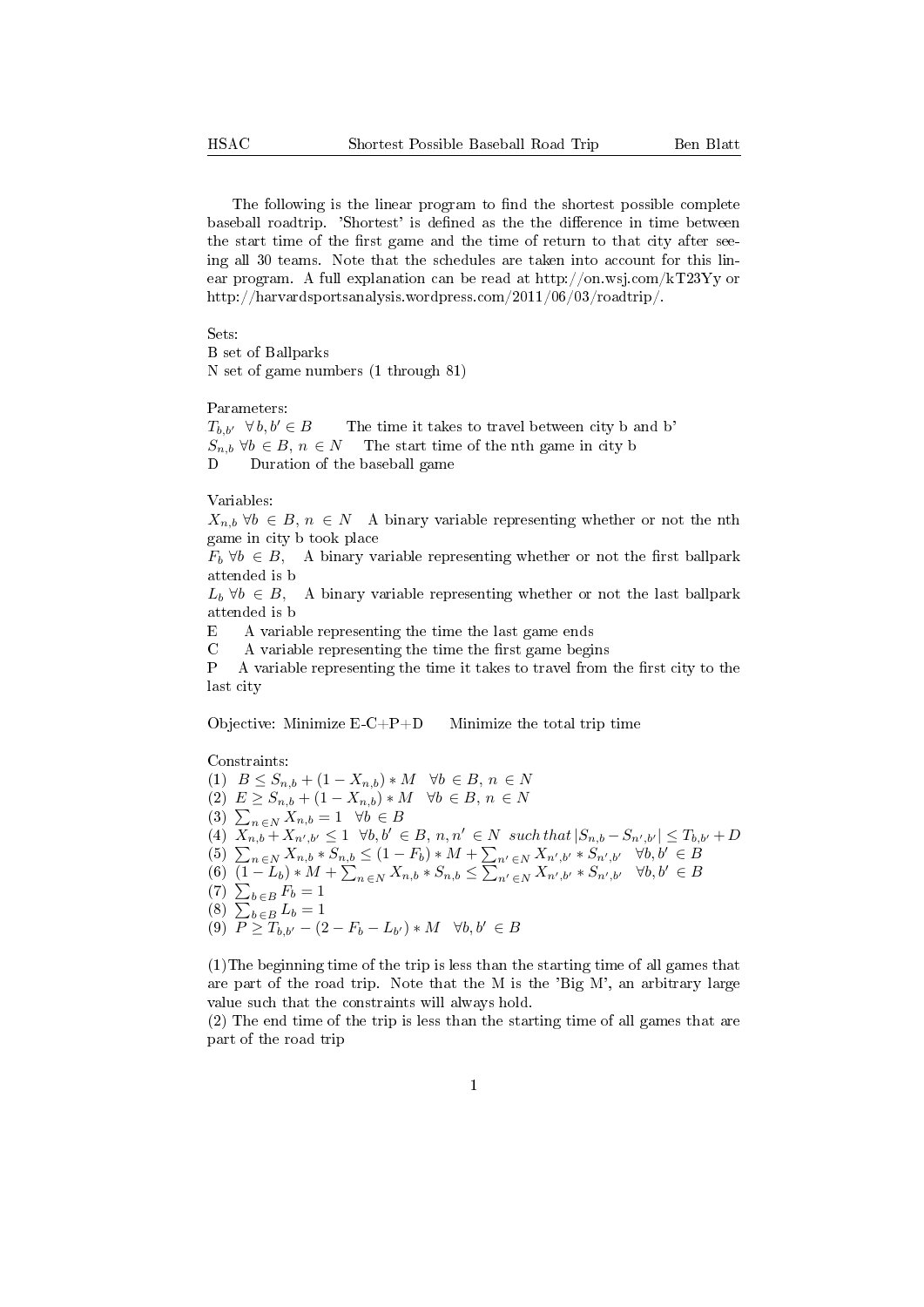The following is the linear program to find the shortest possible complete baseball roadtrip. 'Shortest' is defined as the the difference in time between the start time of the first game and the time of return to that city after seeing all 30 teams. Note that the schedules are taken into account for this linear program. A full explanation can be read at http://on.wsj.com/kT23Yy or http://harvardsportsanalysis.wordpress.com/2011/06/03/roadtrip/.

Sets:
B set of Ballparks
N set of game numbers (1 through 81)

Parameters:
$T_{b,b'}$ $\forall b, b' \in B$ The time it takes to travel between city b and b'
$S_{n,b}$ $\forall b \in B,\ n \in N$ The start time of the nth game in city b
D Duration of the baseball game

Variables:
$X_{n,b}$ $\forall b \in B,\ n \in N$ A binary variable representing whether or not the nth game in city b took place
$F_b$ $\forall b \in B$, A binary variable representing whether or not the first ballpark attended is b
$L_b$ $\forall b \in B$, A binary variable representing whether or not the last ballpark attended is b
E A variable representing the time the last game ends
C A variable representing the time the first game begins
P A variable representing the time it takes to travel from the first city to the last city

Objective: Minimize E-C+P+D Minimize the total trip time

Constraints:
(1) $B \leq S_{n,b} + (1 - X_{n,b}) * M \quad \forall b \in B,\ n \in N$
(2) $E \geq S_{n,b} + (1 - X_{n,b}) * M \quad \forall b \in B,\ n \in N$
(3) $\sum_{n \in N} X_{n,b} = 1 \quad \forall b \in B$
(4) $X_{n,b} + X_{n',b'} \leq 1 \quad \forall b, b' \in B,\ n, n' \in N \ \ such\,that\, |S_{n,b} - S_{n',b'}| \leq T_{b,b'} + D$
(5) $\sum_{n \in N} X_{n,b} * S_{n,b} \leq (1 - F_b) * M + \sum_{n' \in N} X_{n',b'} * S_{n',b'} \quad \forall b, b' \in B$
(6) $(1 - L_b) * M + \sum_{n \in N} X_{n,b} * S_{n,b} \leq \sum_{n' \in N} X_{n',b'} * S_{n',b'} \quad \forall b, b' \in B$
(7) $\sum_{b \in B} F_b = 1$
(8) $\sum_{b \in B} L_b = 1$
(9) $P \geq T_{b,b'} - (2 - F_b - L_{b'}) * M \quad \forall b, b' \in B$

(1)The beginning time of the trip is less than the starting time of all games that are part of the road trip. Note that the M is the 'Big M', an arbitrary large value such that the constraints will always hold.
(2) The end time of the trip is less than the starting time of all games that are part of the road trip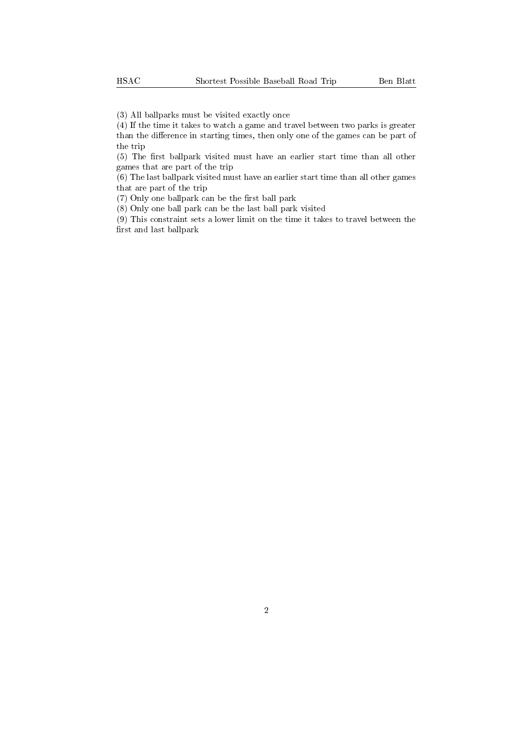(3) All ballparks must be visited exactly once
(4) If the time it takes to watch a game and travel between two parks is greater than the difference in starting times, then only one of the games can be part of the trip
(5) The first ballpark visited must have an earlier start time than all other games that are part of the trip
(6) The last ballpark visited must have an earlier start time than all other games that are part of the trip
(7) Only one ballpark can be the first ball park
(8) Only one ball park can be the last ball park visited
(9) This constraint sets a lower limit on the time it takes to travel between the first and last ballpark